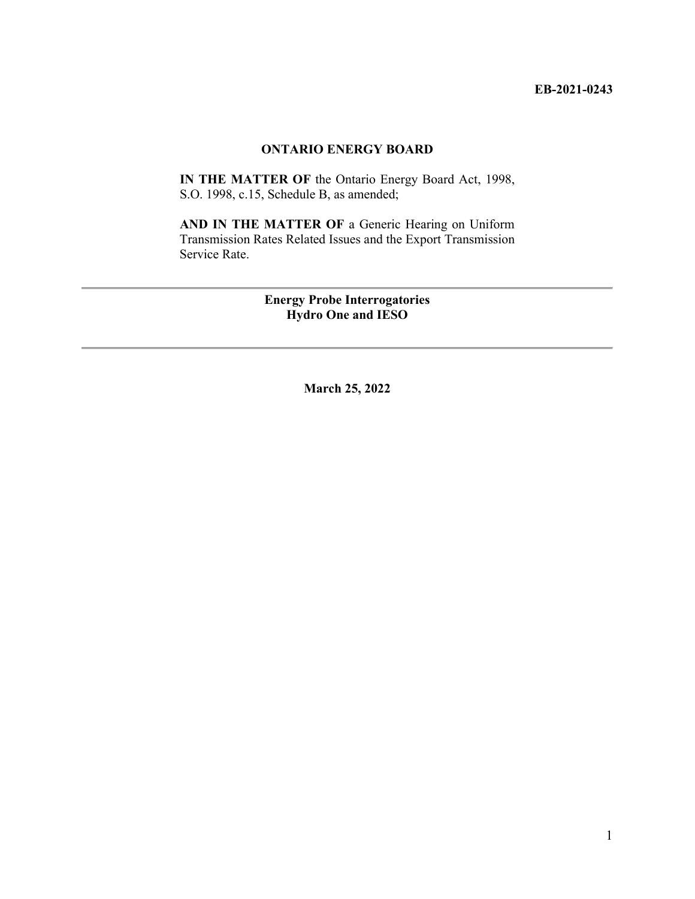**EB-2021-0243**

**ONTARIO ENERGY BOARD**

**IN THE MATTER OF** the Ontario Energy Board Act, 1998, S.O. 1998, c.15, Schedule B, as amended;

**AND IN THE MATTER OF** a Generic Hearing on Uniform Transmission Rates Related Issues and the Export Transmission Service Rate.

---

**Energy Probe Interrogatories**
**Hydro One and IESO**

---

**March 25, 2022**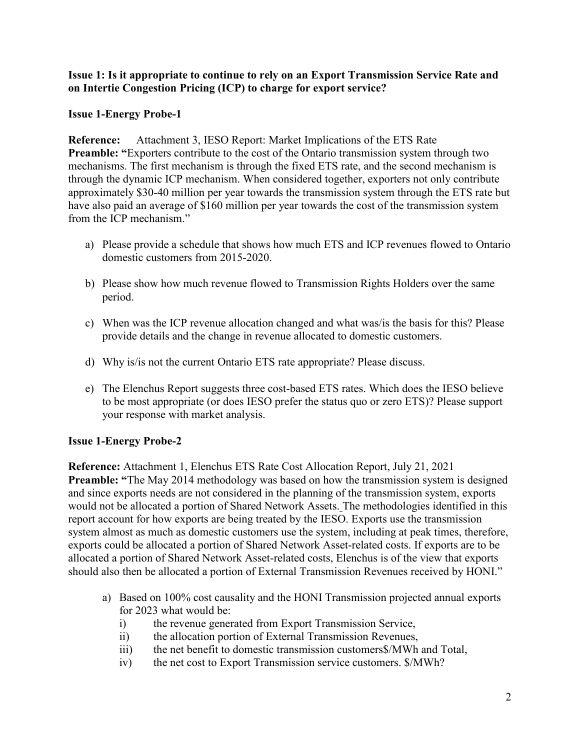**Issue 1: Is it appropriate to continue to rely on an Export Transmission Service Rate and on Intertie Congestion Pricing (ICP) to charge for export service?**

**Issue 1-Energy Probe-1**

**Reference:** Attachment 3, IESO Report: Market Implications of the ETS Rate
**Preamble: "**Exporters contribute to the cost of the Ontario transmission system through two mechanisms. The first mechanism is through the fixed ETS rate, and the second mechanism is through the dynamic ICP mechanism. When considered together, exporters not only contribute approximately $30-40 million per year towards the transmission system through the ETS rate but have also paid an average of $160 million per year towards the cost of the transmission system from the ICP mechanism."

a) Please provide a schedule that shows how much ETS and ICP revenues flowed to Ontario domestic customers from 2015-2020.

b) Please show how much revenue flowed to Transmission Rights Holders over the same period.

c) When was the ICP revenue allocation changed and what was/is the basis for this? Please provide details and the change in revenue allocated to domestic customers.

d) Why is/is not the current Ontario ETS rate appropriate? Please discuss.

e) The Elenchus Report suggests three cost-based ETS rates. Which does the IESO believe to be most appropriate (or does IESO prefer the status quo or zero ETS)? Please support your response with market analysis.

**Issue 1-Energy Probe-2**

**Reference:** Attachment 1, Elenchus ETS Rate Cost Allocation Report, July 21, 2021
**Preamble: "**The May 2014 methodology was based on how the transmission system is designed and since exports needs are not considered in the planning of the transmission system, exports would not be allocated a portion of Shared Network Assets. The methodologies identified in this report account for how exports are being treated by the IESO. Exports use the transmission system almost as much as domestic customers use the system, including at peak times, therefore, exports could be allocated a portion of Shared Network Asset-related costs. If exports are to be allocated a portion of Shared Network Asset-related costs, Elenchus is of the view that exports should also then be allocated a portion of External Transmission Revenues received by HONI."

a) Based on 100% cost causality and the HONI Transmission projected annual exports for 2023 what would be:
   i) the revenue generated from Export Transmission Service,
   ii) the allocation portion of External Transmission Revenues,
   iii) the net benefit to domestic transmission customers$/MWh and Total,
   iv) the net cost to Export Transmission service customers. $/MWh?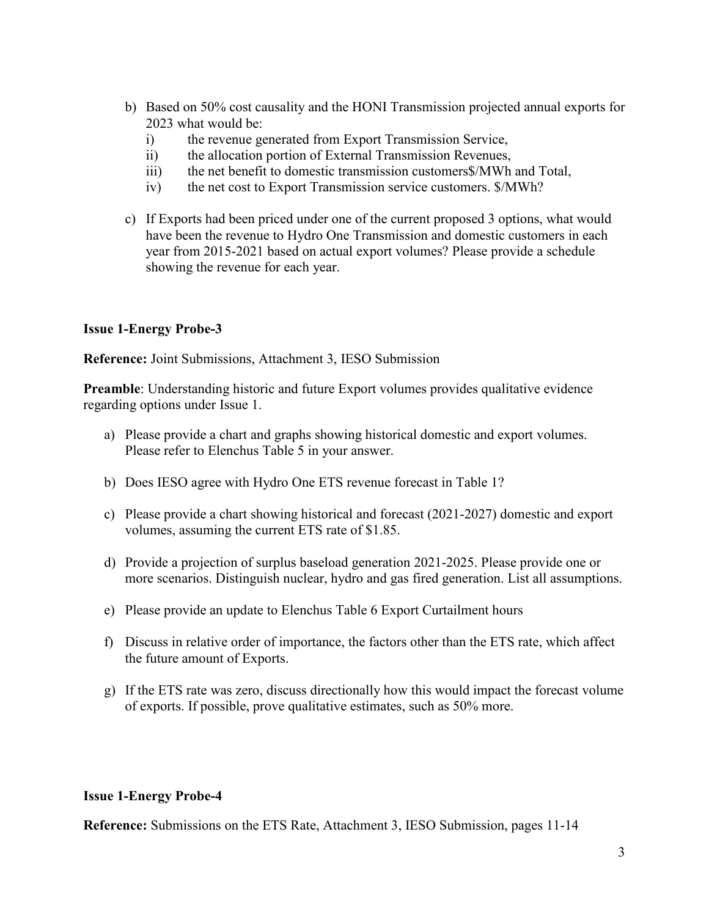b) Based on 50% cost causality and the HONI Transmission projected annual exports for 2023 what would be:
   i) the revenue generated from Export Transmission Service,
   ii) the allocation portion of External Transmission Revenues,
   iii) the net benefit to domestic transmission customers$/MWh and Total,
   iv) the net cost to Export Transmission service customers. $/MWh?

c) If Exports had been priced under one of the current proposed 3 options, what would have been the revenue to Hydro One Transmission and domestic customers in each year from 2015-2021 based on actual export volumes? Please provide a schedule showing the revenue for each year.

**Issue 1-Energy Probe-3**

**Reference:** Joint Submissions, Attachment 3, IESO Submission

**Preamble**: Understanding historic and future Export volumes provides qualitative evidence regarding options under Issue 1.

a) Please provide a chart and graphs showing historical domestic and export volumes. Please refer to Elenchus Table 5 in your answer.

b) Does IESO agree with Hydro One ETS revenue forecast in Table 1?

c) Please provide a chart showing historical and forecast (2021-2027) domestic and export volumes, assuming the current ETS rate of $1.85.

d) Provide a projection of surplus baseload generation 2021-2025. Please provide one or more scenarios. Distinguish nuclear, hydro and gas fired generation. List all assumptions.

e) Please provide an update to Elenchus Table 6 Export Curtailment hours

f) Discuss in relative order of importance, the factors other than the ETS rate, which affect the future amount of Exports.

g) If the ETS rate was zero, discuss directionally how this would impact the forecast volume of exports. If possible, prove qualitative estimates, such as 50% more.

**Issue 1-Energy Probe-4**

**Reference:** Submissions on the ETS Rate, Attachment 3, IESO Submission, pages 11-14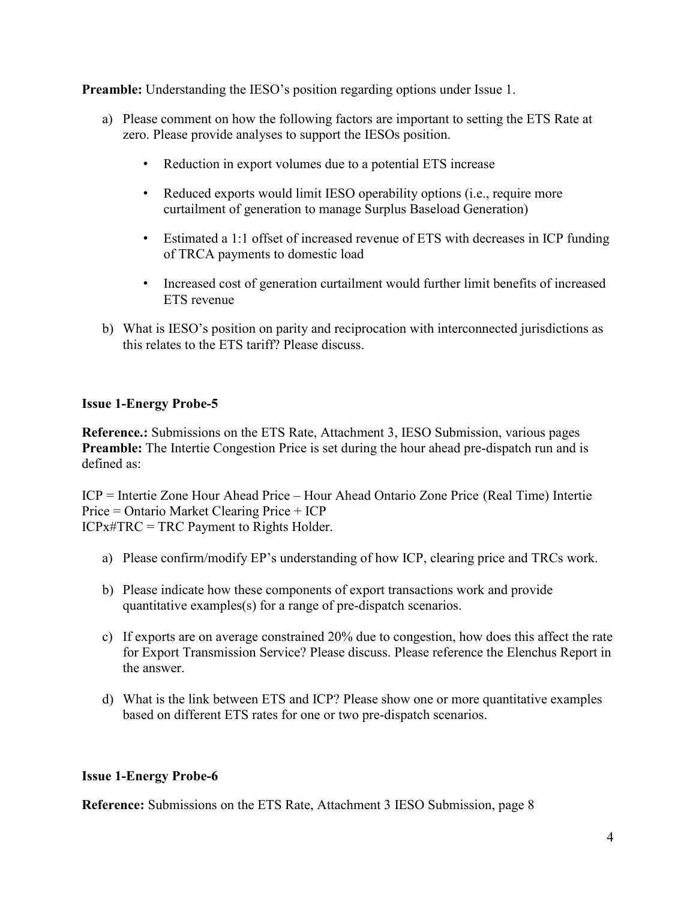**Preamble:** Understanding the IESO's position regarding options under Issue 1.

a) Please comment on how the following factors are important to setting the ETS Rate at zero. Please provide analyses to support the IESOs position.

   - Reduction in export volumes due to a potential ETS increase
   - Reduced exports would limit IESO operability options (i.e., require more curtailment of generation to manage Surplus Baseload Generation)
   - Estimated a 1:1 offset of increased revenue of ETS with decreases in ICP funding of TRCA payments to domestic load
   - Increased cost of generation curtailment would further limit benefits of increased ETS revenue

b) What is IESO's position on parity and reciprocation with interconnected jurisdictions as this relates to the ETS tariff? Please discuss.

**Issue 1-Energy Probe-5**

**Reference.:** Submissions on the ETS Rate, Attachment 3, IESO Submission, various pages
**Preamble:** The Intertie Congestion Price is set during the hour ahead pre-dispatch run and is defined as:

ICP = Intertie Zone Hour Ahead Price – Hour Ahead Ontario Zone Price (Real Time) Intertie Price = Ontario Market Clearing Price + ICP
ICPx#TRC = TRC Payment to Rights Holder.

a) Please confirm/modify EP's understanding of how ICP, clearing price and TRCs work.

b) Please indicate how these components of export transactions work and provide quantitative examples(s) for a range of pre-dispatch scenarios.

c) If exports are on average constrained 20% due to congestion, how does this affect the rate for Export Transmission Service? Please discuss. Please reference the Elenchus Report in the answer.

d) What is the link between ETS and ICP? Please show one or more quantitative examples based on different ETS rates for one or two pre-dispatch scenarios.

**Issue 1-Energy Probe-6**

**Reference:** Submissions on the ETS Rate, Attachment 3 IESO Submission, page 8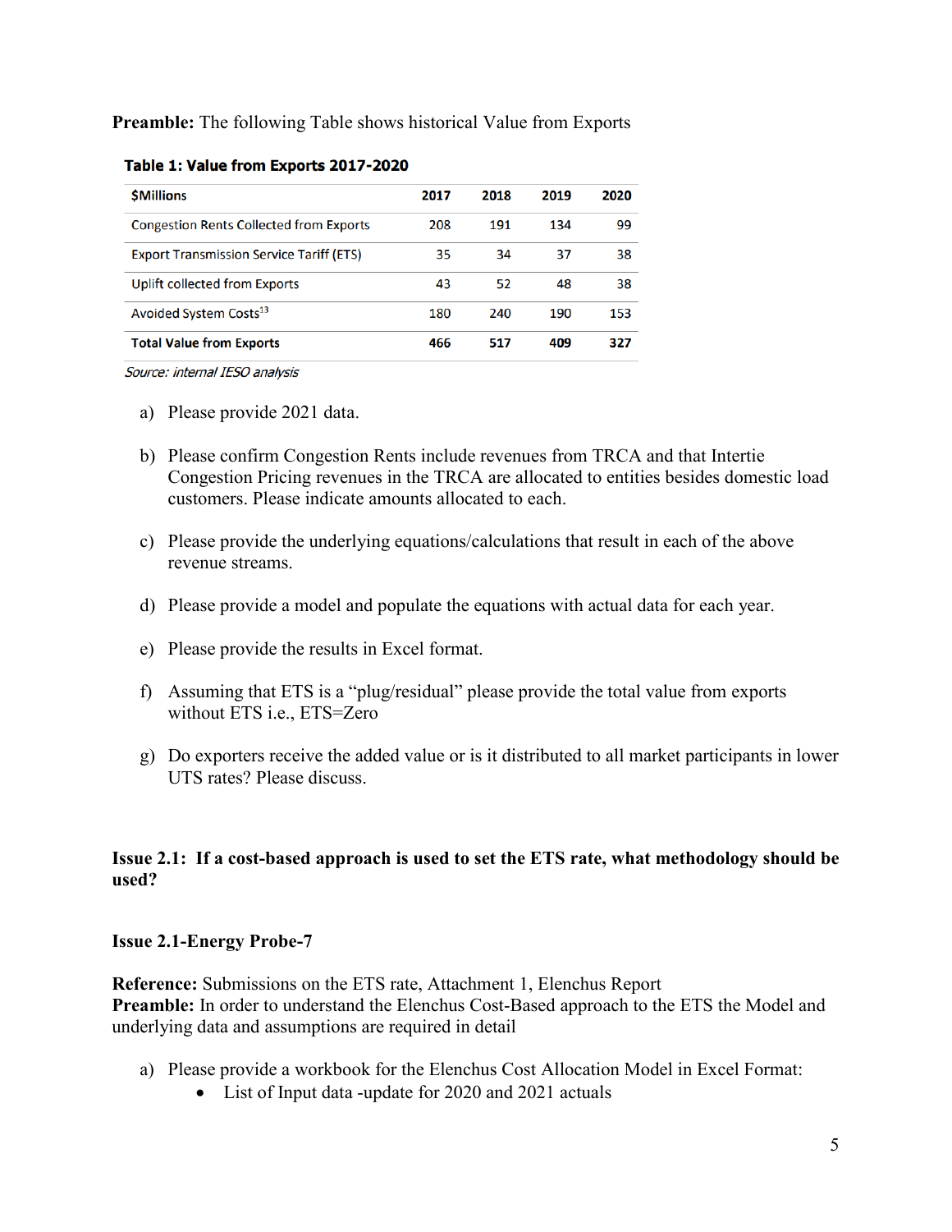**Preamble:** The following Table shows historical Value from Exports

**Table 1: Value from Exports 2017-2020**

| $Millions | 2017 | 2018 | 2019 | 2020 |
|---|---|---|---|---|
| Congestion Rents Collected from Exports | 208 | 191 | 134 | 99 |
| Export Transmission Service Tariff (ETS) | 35 | 34 | 37 | 38 |
| Uplift collected from Exports | 43 | 52 | 48 | 38 |
| Avoided System Costs[13] | 180 | 240 | 190 | 153 |
| **Total Value from Exports** | **466** | **517** | **409** | **327** |

*Source: internal IESO analysis*

a) Please provide 2021 data.

b) Please confirm Congestion Rents include revenues from TRCA and that Intertie Congestion Pricing revenues in the TRCA are allocated to entities besides domestic load customers. Please indicate amounts allocated to each.

c) Please provide the underlying equations/calculations that result in each of the above revenue streams.

d) Please provide a model and populate the equations with actual data for each year.

e) Please provide the results in Excel format.

f) Assuming that ETS is a "plug/residual" please provide the total value from exports without ETS i.e., ETS=Zero

g) Do exporters receive the added value or is it distributed to all market participants in lower UTS rates? Please discuss.

**Issue 2.1: If a cost-based approach is used to set the ETS rate, what methodology should be used?**

**Issue 2.1-Energy Probe-7**

**Reference:** Submissions on the ETS rate, Attachment 1, Elenchus Report
**Preamble:** In order to understand the Elenchus Cost-Based approach to the ETS the Model and underlying data and assumptions are required in detail

a) Please provide a workbook for the Elenchus Cost Allocation Model in Excel Format:
   - List of Input data -update for 2020 and 2021 actuals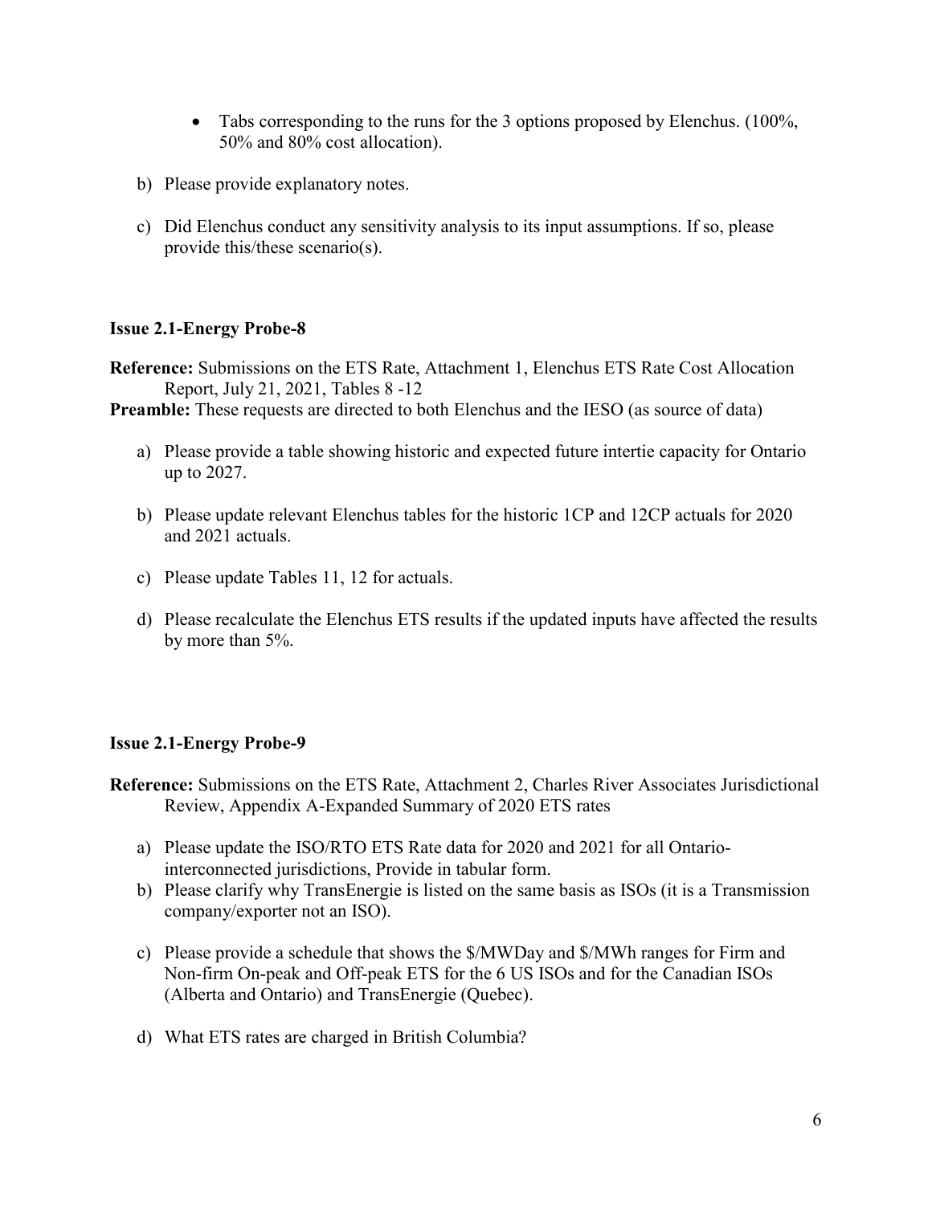- Tabs corresponding to the runs for the 3 options proposed by Elenchus. (100%, 50% and 80% cost allocation).

b) Please provide explanatory notes.

c) Did Elenchus conduct any sensitivity analysis to its input assumptions. If so, please provide this/these scenario(s).

**Issue 2.1-Energy Probe-8**

**Reference:** Submissions on the ETS Rate, Attachment 1, Elenchus ETS Rate Cost Allocation Report, July 21, 2021, Tables 8 -12

**Preamble:** These requests are directed to both Elenchus and the IESO (as source of data)

a) Please provide a table showing historic and expected future intertie capacity for Ontario up to 2027.

b) Please update relevant Elenchus tables for the historic 1CP and 12CP actuals for 2020 and 2021 actuals.

c) Please update Tables 11, 12 for actuals.

d) Please recalculate the Elenchus ETS results if the updated inputs have affected the results by more than 5%.

**Issue 2.1-Energy Probe-9**

**Reference:** Submissions on the ETS Rate, Attachment 2, Charles River Associates Jurisdictional Review, Appendix A-Expanded Summary of 2020 ETS rates

a) Please update the ISO/RTO ETS Rate data for 2020 and 2021 for all Ontario-interconnected jurisdictions, Provide in tabular form.

b) Please clarify why TransEnergie is listed on the same basis as ISOs (it is a Transmission company/exporter not an ISO).

c) Please provide a schedule that shows the $/MWDay and $/MWh ranges for Firm and Non-firm On-peak and Off-peak ETS for the 6 US ISOs and for the Canadian ISOs (Alberta and Ontario) and TransEnergie (Quebec).

d) What ETS rates are charged in British Columbia?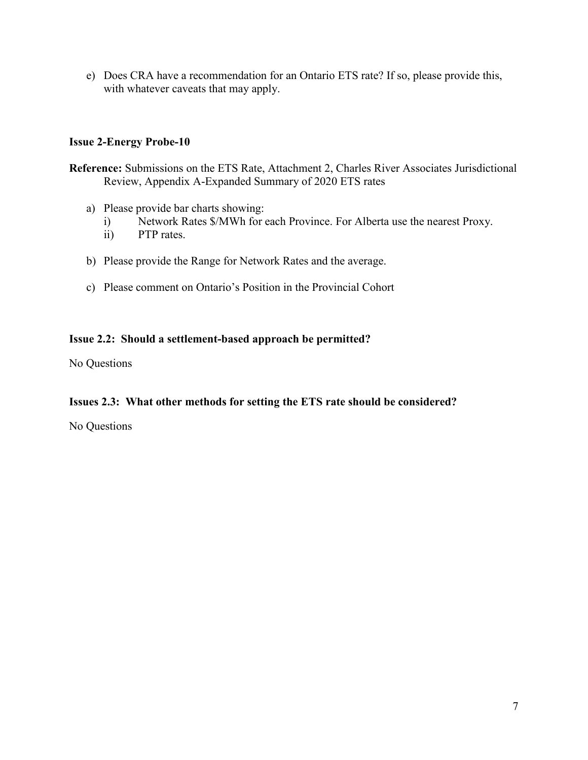e) Does CRA have a recommendation for an Ontario ETS rate? If so, please provide this, with whatever caveats that may apply.

**Issue 2-Energy Probe-10**

**Reference:** Submissions on the ETS Rate, Attachment 2, Charles River Associates Jurisdictional Review, Appendix A-Expanded Summary of 2020 ETS rates

a) Please provide bar charts showing:
   i) Network Rates $/MWh for each Province. For Alberta use the nearest Proxy.
   ii) PTP rates.

b) Please provide the Range for Network Rates and the average.

c) Please comment on Ontario's Position in the Provincial Cohort

**Issue 2.2: Should a settlement-based approach be permitted?**

No Questions

**Issues 2.3: What other methods for setting the ETS rate should be considered?**

No Questions